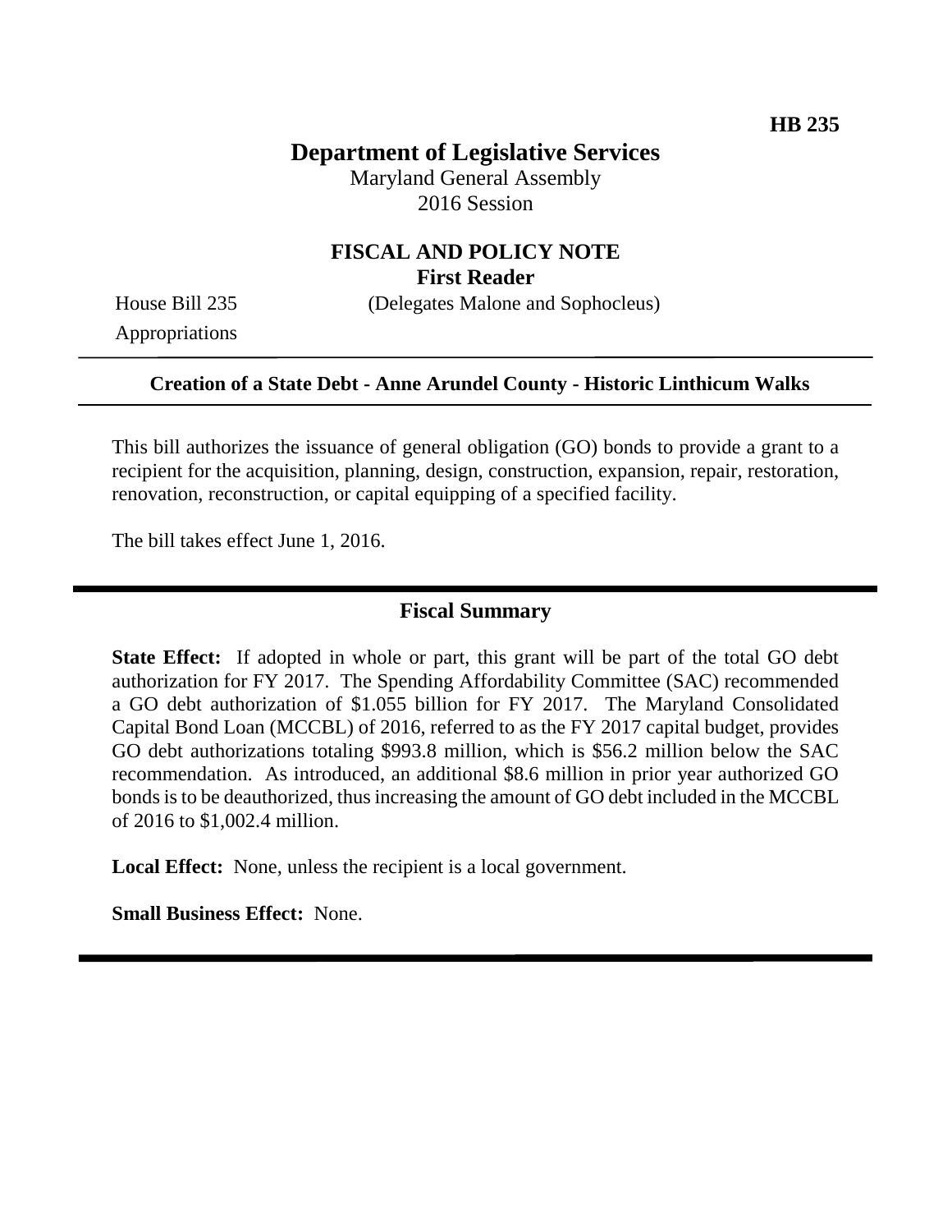HB 235

# Department of Legislative Services

Maryland General Assembly
2016 Session

## FISCAL AND POLICY NOTE
**First Reader**

House Bill 235 (Delegates Malone and Sophocleus)
Appropriations

---

**Creation of a State Debt - Anne Arundel County - Historic Linthicum Walks**

---

This bill authorizes the issuance of general obligation (GO) bonds to provide a grant to a recipient for the acquisition, planning, design, construction, expansion, repair, restoration, renovation, reconstruction, or capital equipping of a specified facility.

The bill takes effect June 1, 2016.

---

## Fiscal Summary

**State Effect:** If adopted in whole or part, this grant will be part of the total GO debt authorization for FY 2017. The Spending Affordability Committee (SAC) recommended a GO debt authorization of $1.055 billion for FY 2017. The Maryland Consolidated Capital Bond Loan (MCCBL) of 2016, referred to as the FY 2017 capital budget, provides GO debt authorizations totaling $993.8 million, which is $56.2 million below the SAC recommendation. As introduced, an additional $8.6 million in prior year authorized GO bonds is to be deauthorized, thus increasing the amount of GO debt included in the MCCBL of 2016 to $1,002.4 million.

**Local Effect:** None, unless the recipient is a local government.

**Small Business Effect:** None.

---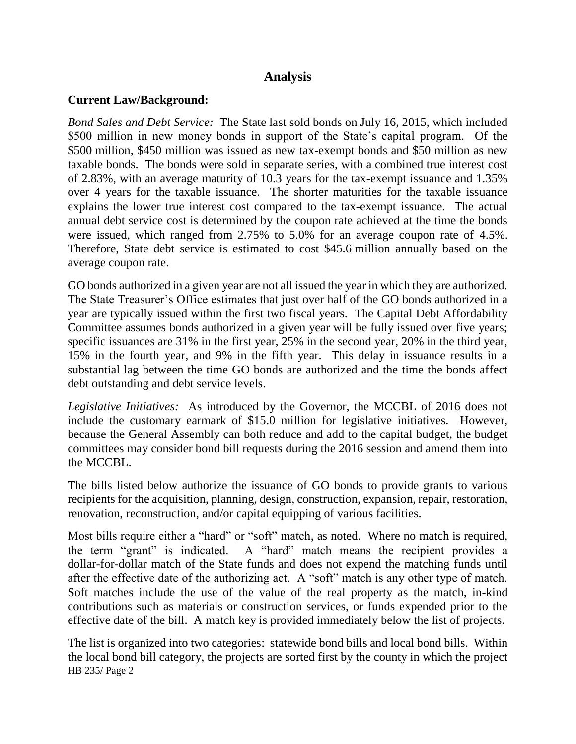# Analysis

**Current Law/Background:**

*Bond Sales and Debt Service:* The State last sold bonds on July 16, 2015, which included $500 million in new money bonds in support of the State's capital program. Of the $500 million, $450 million was issued as new tax-exempt bonds and $50 million as new taxable bonds. The bonds were sold in separate series, with a combined true interest cost of 2.83%, with an average maturity of 10.3 years for the tax-exempt issuance and 1.35% over 4 years for the taxable issuance. The shorter maturities for the taxable issuance explains the lower true interest cost compared to the tax-exempt issuance. The actual annual debt service cost is determined by the coupon rate achieved at the time the bonds were issued, which ranged from 2.75% to 5.0% for an average coupon rate of 4.5%. Therefore, State debt service is estimated to cost $45.6 million annually based on the average coupon rate.

GO bonds authorized in a given year are not all issued the year in which they are authorized. The State Treasurer's Office estimates that just over half of the GO bonds authorized in a year are typically issued within the first two fiscal years. The Capital Debt Affordability Committee assumes bonds authorized in a given year will be fully issued over five years; specific issuances are 31% in the first year, 25% in the second year, 20% in the third year, 15% in the fourth year, and 9% in the fifth year. This delay in issuance results in a substantial lag between the time GO bonds are authorized and the time the bonds affect debt outstanding and debt service levels.

*Legislative Initiatives:* As introduced by the Governor, the MCCBL of 2016 does not include the customary earmark of $15.0 million for legislative initiatives. However, because the General Assembly can both reduce and add to the capital budget, the budget committees may consider bond bill requests during the 2016 session and amend them into the MCCBL.

The bills listed below authorize the issuance of GO bonds to provide grants to various recipients for the acquisition, planning, design, construction, expansion, repair, restoration, renovation, reconstruction, and/or capital equipping of various facilities.

Most bills require either a "hard" or "soft" match, as noted. Where no match is required, the term "grant" is indicated. A "hard" match means the recipient provides a dollar-for-dollar match of the State funds and does not expend the matching funds until after the effective date of the authorizing act. A "soft" match is any other type of match. Soft matches include the use of the value of the real property as the match, in-kind contributions such as materials or construction services, or funds expended prior to the effective date of the bill. A match key is provided immediately below the list of projects.

The list is organized into two categories: statewide bond bills and local bond bills. Within the local bond bill category, the projects are sorted first by the county in which the project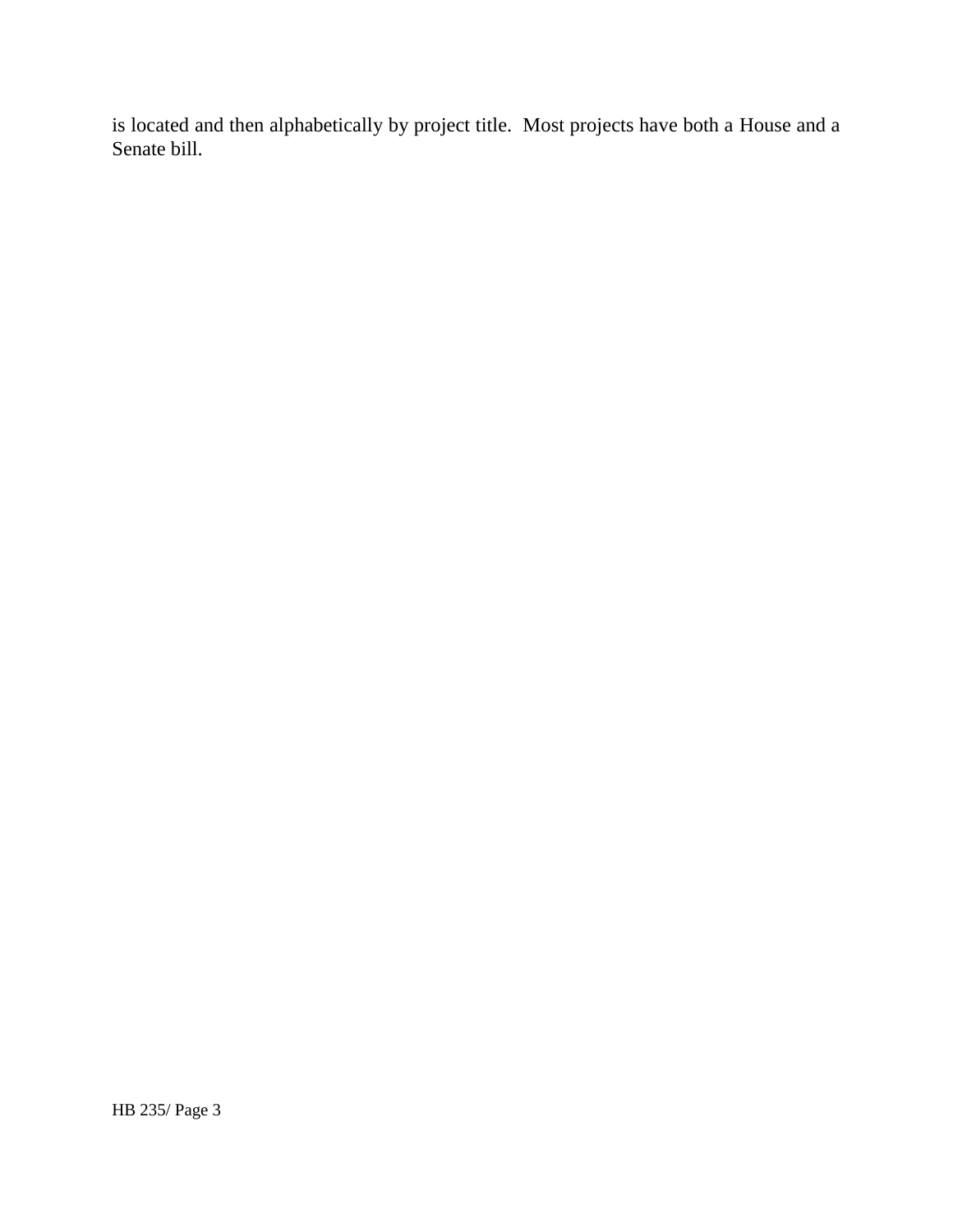is located and then alphabetically by project title. Most projects have both a House and a Senate bill.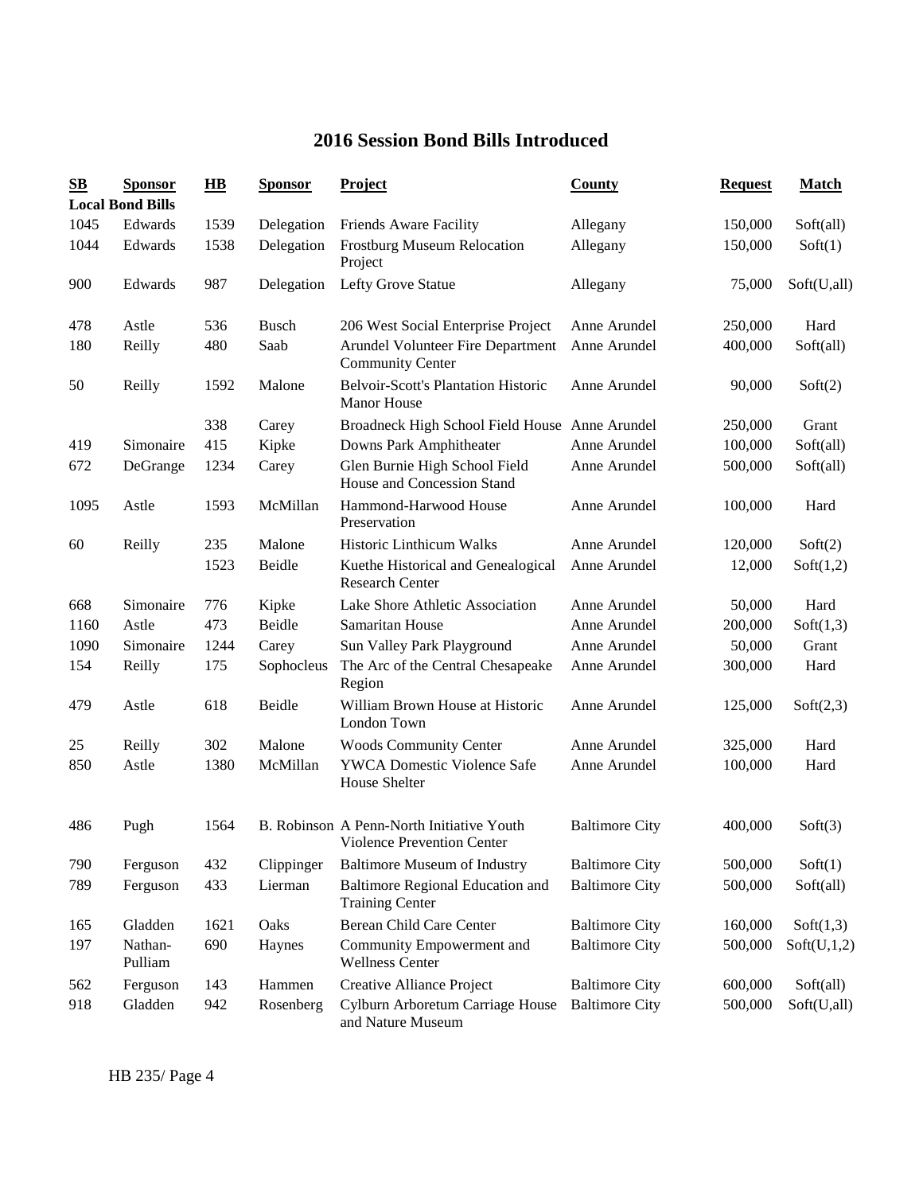# 2016 Session Bond Bills Introduced

| SB | Sponsor | HB | Sponsor | Project | County | Request | Match |
|---|---|---|---|---|---|---|---|
| **Local Bond Bills** | | | | | | | |
| 1045 | Edwards | 1539 | Delegation | Friends Aware Facility | Allegany | 150,000 | Soft(all) |
| 1044 | Edwards | 1538 | Delegation | Frostburg Museum Relocation Project | Allegany | 150,000 | Soft(1) |
| 900 | Edwards | 987 | Delegation | Lefty Grove Statue | Allegany | 75,000 | Soft(U,all) |
| 478 | Astle | 536 | Busch | 206 West Social Enterprise Project | Anne Arundel | 250,000 | Hard |
| 180 | Reilly | 480 | Saab | Arundel Volunteer Fire Department Community Center | Anne Arundel | 400,000 | Soft(all) |
| 50 | Reilly | 1592 | Malone | Belvoir-Scott's Plantation Historic Manor House | Anne Arundel | 90,000 | Soft(2) |
| | | 338 | Carey | Broadneck High School Field House | Anne Arundel | 250,000 | Grant |
| 419 | Simonaire | 415 | Kipke | Downs Park Amphitheater | Anne Arundel | 100,000 | Soft(all) |
| 672 | DeGrange | 1234 | Carey | Glen Burnie High School Field House and Concession Stand | Anne Arundel | 500,000 | Soft(all) |
| 1095 | Astle | 1593 | McMillan | Hammond-Harwood House Preservation | Anne Arundel | 100,000 | Hard |
| 60 | Reilly | 235 | Malone | Historic Linthicum Walks | Anne Arundel | 120,000 | Soft(2) |
| | | 1523 | Beidle | Kuethe Historical and Genealogical Research Center | Anne Arundel | 12,000 | Soft(1,2) |
| 668 | Simonaire | 776 | Kipke | Lake Shore Athletic Association | Anne Arundel | 50,000 | Hard |
| 1160 | Astle | 473 | Beidle | Samaritan House | Anne Arundel | 200,000 | Soft(1,3) |
| 1090 | Simonaire | 1244 | Carey | Sun Valley Park Playground | Anne Arundel | 50,000 | Grant |
| 154 | Reilly | 175 | Sophocleus | The Arc of the Central Chesapeake Region | Anne Arundel | 300,000 | Hard |
| 479 | Astle | 618 | Beidle | William Brown House at Historic London Town | Anne Arundel | 125,000 | Soft(2,3) |
| 25 | Reilly | 302 | Malone | Woods Community Center | Anne Arundel | 325,000 | Hard |
| 850 | Astle | 1380 | McMillan | YWCA Domestic Violence Safe House Shelter | Anne Arundel | 100,000 | Hard |
| 486 | Pugh | 1564 | B. Robinson | A Penn-North Initiative Youth Violence Prevention Center | Baltimore City | 400,000 | Soft(3) |
| 790 | Ferguson | 432 | Clippinger | Baltimore Museum of Industry | Baltimore City | 500,000 | Soft(1) |
| 789 | Ferguson | 433 | Lierman | Baltimore Regional Education and Training Center | Baltimore City | 500,000 | Soft(all) |
| 165 | Gladden | 1621 | Oaks | Berean Child Care Center | Baltimore City | 160,000 | Soft(1,3) |
| 197 | Nathan-Pulliam | 690 | Haynes | Community Empowerment and Wellness Center | Baltimore City | 500,000 | Soft(U,1,2) |
| 562 | Ferguson | 143 | Hammen | Creative Alliance Project | Baltimore City | 600,000 | Soft(all) |
| 918 | Gladden | 942 | Rosenberg | Cylburn Arboretum Carriage House and Nature Museum | Baltimore City | 500,000 | Soft(U,all) |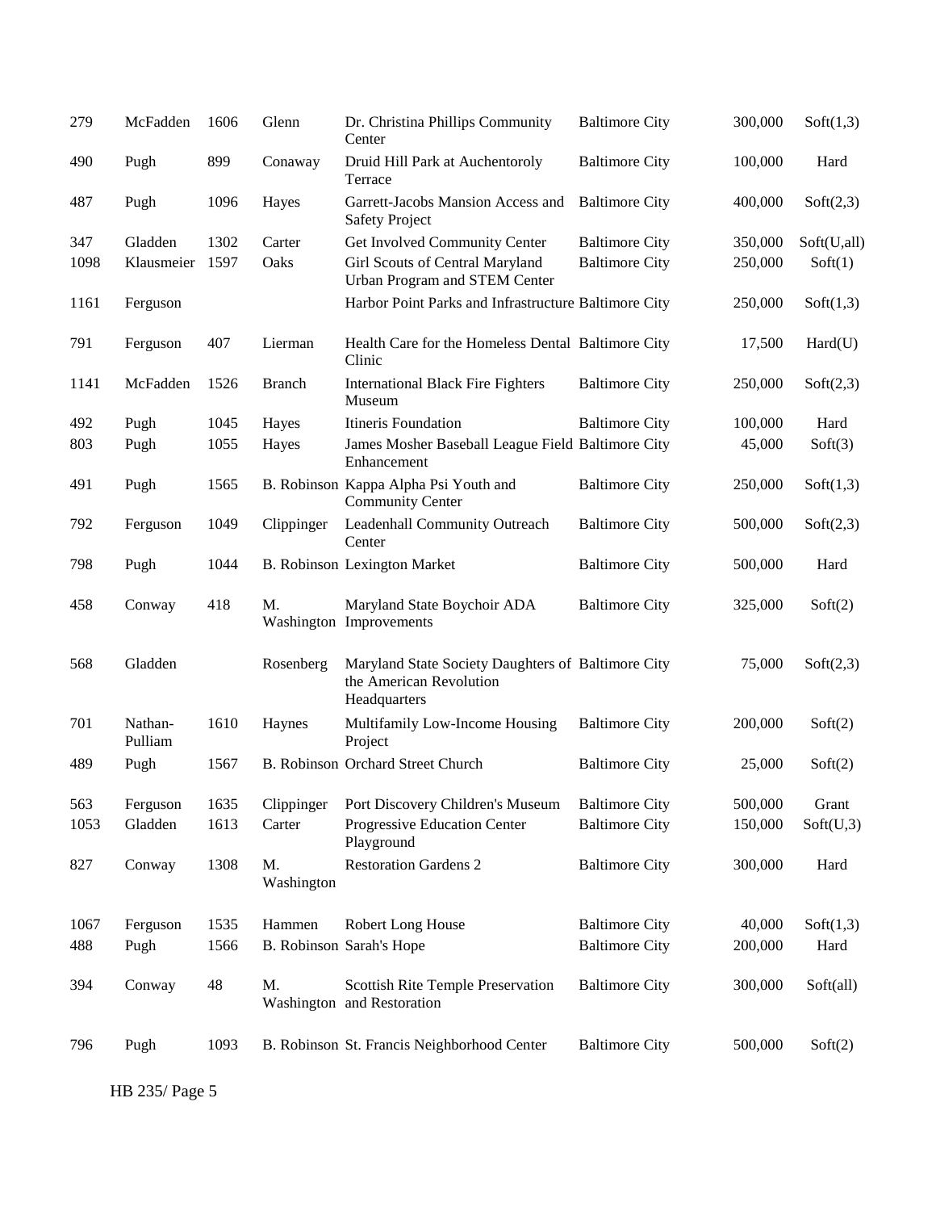| | | | | | | | |
|---|---|---|---|---|---|---|---|
| 279 | McFadden | 1606 | Glenn | Dr. Christina Phillips Community Center | Baltimore City | 300,000 | Soft(1,3) |
| 490 | Pugh | 899 | Conaway | Druid Hill Park at Auchentoroly Terrace | Baltimore City | 100,000 | Hard |
| 487 | Pugh | 1096 | Hayes | Garrett-Jacobs Mansion Access and Safety Project | Baltimore City | 400,000 | Soft(2,3) |
| 347 | Gladden | 1302 | Carter | Get Involved Community Center | Baltimore City | 350,000 | Soft(U,all) |
| 1098 | Klausmeier | 1597 | Oaks | Girl Scouts of Central Maryland Urban Program and STEM Center | Baltimore City | 250,000 | Soft(1) |
| 1161 | Ferguson | | | Harbor Point Parks and Infrastructure | Baltimore City | 250,000 | Soft(1,3) |
| 791 | Ferguson | 407 | Lierman | Health Care for the Homeless Dental Clinic | Baltimore City | 17,500 | Hard(U) |
| 1141 | McFadden | 1526 | Branch | International Black Fire Fighters Museum | Baltimore City | 250,000 | Soft(2,3) |
| 492 | Pugh | 1045 | Hayes | Itineris Foundation | Baltimore City | 100,000 | Hard |
| 803 | Pugh | 1055 | Hayes | James Mosher Baseball League Field Enhancement | Baltimore City | 45,000 | Soft(3) |
| 491 | Pugh | 1565 | B. Robinson | Kappa Alpha Psi Youth and Community Center | Baltimore City | 250,000 | Soft(1,3) |
| 792 | Ferguson | 1049 | Clippinger | Leadenhall Community Outreach Center | Baltimore City | 500,000 | Soft(2,3) |
| 798 | Pugh | 1044 | B. Robinson | Lexington Market | Baltimore City | 500,000 | Hard |
| 458 | Conway | 418 | M. Washington | Maryland State Boychoir ADA Improvements | Baltimore City | 325,000 | Soft(2) |
| 568 | Gladden | | Rosenberg | Maryland State Society Daughters of the American Revolution Headquarters | Baltimore City | 75,000 | Soft(2,3) |
| 701 | Nathan-Pulliam | 1610 | Haynes | Multifamily Low-Income Housing Project | Baltimore City | 200,000 | Soft(2) |
| 489 | Pugh | 1567 | B. Robinson | Orchard Street Church | Baltimore City | 25,000 | Soft(2) |
| 563 | Ferguson | 1635 | Clippinger | Port Discovery Children's Museum | Baltimore City | 500,000 | Grant |
| 1053 | Gladden | 1613 | Carter | Progressive Education Center Playground | Baltimore City | 150,000 | Soft(U,3) |
| 827 | Conway | 1308 | M. Washington | Restoration Gardens 2 | Baltimore City | 300,000 | Hard |
| 1067 | Ferguson | 1535 | Hammen | Robert Long House | Baltimore City | 40,000 | Soft(1,3) |
| 488 | Pugh | 1566 | B. Robinson | Sarah's Hope | Baltimore City | 200,000 | Hard |
| 394 | Conway | 48 | M. Washington | Scottish Rite Temple Preservation and Restoration | Baltimore City | 300,000 | Soft(all) |
| 796 | Pugh | 1093 | B. Robinson | St. Francis Neighborhood Center | Baltimore City | 500,000 | Soft(2) |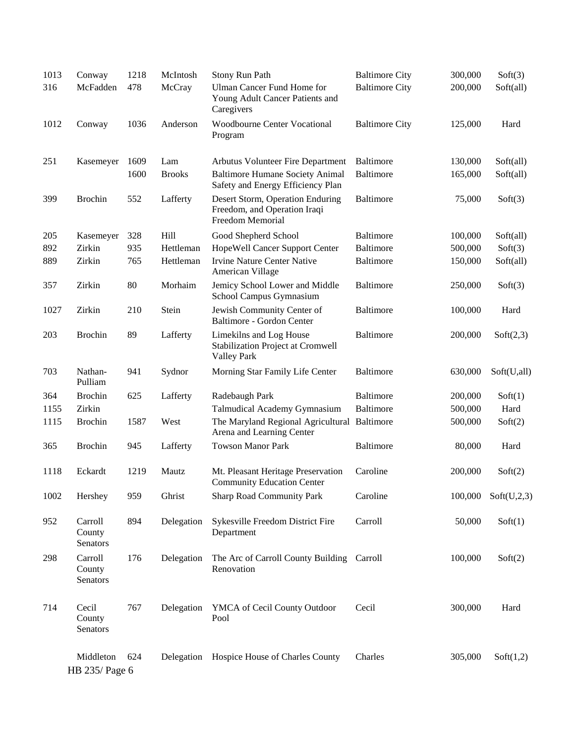| | | | | | | | |
|---|---|---|---|---|---|---|---|
| 1013 | Conway | 1218 | McIntosh | Stony Run Path | Baltimore City | 300,000 | Soft(3) |
| 316 | McFadden | 478 | McCray | Ulman Cancer Fund Home for Young Adult Cancer Patients and Caregivers | Baltimore City | 200,000 | Soft(all) |
| 1012 | Conway | 1036 | Anderson | Woodbourne Center Vocational Program | Baltimore City | 125,000 | Hard |
| 251 | Kasemeyer | 1609 | Lam | Arbutus Volunteer Fire Department | Baltimore | 130,000 | Soft(all) |
| | | 1600 | Brooks | Baltimore Humane Society Animal Safety and Energy Efficiency Plan | Baltimore | 165,000 | Soft(all) |
| 399 | Brochin | 552 | Lafferty | Desert Storm, Operation Enduring Freedom, and Operation Iraqi Freedom Memorial | Baltimore | 75,000 | Soft(3) |
| 205 | Kasemeyer | 328 | Hill | Good Shepherd School | Baltimore | 100,000 | Soft(all) |
| 892 | Zirkin | 935 | Hettleman | HopeWell Cancer Support Center | Baltimore | 500,000 | Soft(3) |
| 889 | Zirkin | 765 | Hettleman | Irvine Nature Center Native American Village | Baltimore | 150,000 | Soft(all) |
| 357 | Zirkin | 80 | Morhaim | Jemicy School Lower and Middle School Campus Gymnasium | Baltimore | 250,000 | Soft(3) |
| 1027 | Zirkin | 210 | Stein | Jewish Community Center of Baltimore - Gordon Center | Baltimore | 100,000 | Hard |
| 203 | Brochin | 89 | Lafferty | Limekilns and Log House Stabilization Project at Cromwell Valley Park | Baltimore | 200,000 | Soft(2,3) |
| 703 | Nathan-Pulliam | 941 | Sydnor | Morning Star Family Life Center | Baltimore | 630,000 | Soft(U,all) |
| 364 | Brochin | 625 | Lafferty | Radebaugh Park | Baltimore | 200,000 | Soft(1) |
| 1155 | Zirkin | | | Talmudical Academy Gymnasium | Baltimore | 500,000 | Hard |
| 1115 | Brochin | 1587 | West | The Maryland Regional Agricultural Arena and Learning Center | Baltimore | 500,000 | Soft(2) |
| 365 | Brochin | 945 | Lafferty | Towson Manor Park | Baltimore | 80,000 | Hard |
| 1118 | Eckardt | 1219 | Mautz | Mt. Pleasant Heritage Preservation Community Education Center | Caroline | 200,000 | Soft(2) |
| 1002 | Hershey | 959 | Ghrist | Sharp Road Community Park | Caroline | 100,000 | Soft(U,2,3) |
| 952 | Carroll County Senators | 894 | Delegation | Sykesville Freedom District Fire Department | Carroll | 50,000 | Soft(1) |
| 298 | Carroll County Senators | 176 | Delegation | The Arc of Carroll County Building Renovation | Carroll | 100,000 | Soft(2) |
| 714 | Cecil County Senators | 767 | Delegation | YMCA of Cecil County Outdoor Pool | Cecil | 300,000 | Hard |
| | Middleton | 624 | Delegation | Hospice House of Charles County | Charles | 305,000 | Soft(1,2) |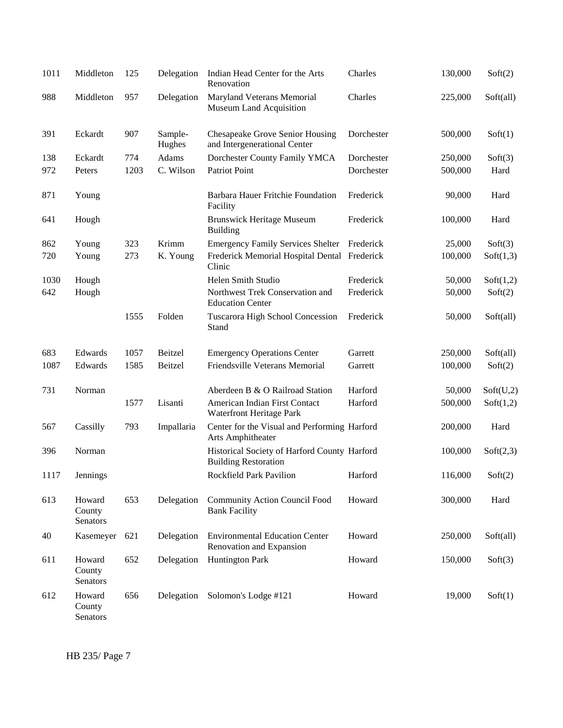| | | | | | | | |
|---|---|---|---|---|---|---|---|
| 1011 | Middleton | 125 | Delegation | Indian Head Center for the Arts Renovation | Charles | 130,000 | Soft(2) |
| 988 | Middleton | 957 | Delegation | Maryland Veterans Memorial Museum Land Acquisition | Charles | 225,000 | Soft(all) |
| 391 | Eckardt | 907 | Sample-Hughes | Chesapeake Grove Senior Housing and Intergenerational Center | Dorchester | 500,000 | Soft(1) |
| 138 | Eckardt | 774 | Adams | Dorchester County Family YMCA | Dorchester | 250,000 | Soft(3) |
| 972 | Peters | 1203 | C. Wilson | Patriot Point | Dorchester | 500,000 | Hard |
| 871 | Young | | | Barbara Hauer Fritchie Foundation Facility | Frederick | 90,000 | Hard |
| 641 | Hough | | | Brunswick Heritage Museum Building | Frederick | 100,000 | Hard |
| 862 | Young | 323 | Krimm | Emergency Family Services Shelter | Frederick | 25,000 | Soft(3) |
| 720 | Young | 273 | K. Young | Frederick Memorial Hospital Dental Clinic | Frederick | 100,000 | Soft(1,3) |
| 1030 | Hough | | | Helen Smith Studio | Frederick | 50,000 | Soft(1,2) |
| 642 | Hough | | | Northwest Trek Conservation and Education Center | Frederick | 50,000 | Soft(2) |
| | | 1555 | Folden | Tuscarora High School Concession Stand | Frederick | 50,000 | Soft(all) |
| 683 | Edwards | 1057 | Beitzel | Emergency Operations Center | Garrett | 250,000 | Soft(all) |
| 1087 | Edwards | 1585 | Beitzel | Friendsville Veterans Memorial | Garrett | 100,000 | Soft(2) |
| 731 | Norman | | | Aberdeen B & O Railroad Station | Harford | 50,000 | Soft(U,2) |
| | | 1577 | Lisanti | American Indian First Contact Waterfront Heritage Park | Harford | 500,000 | Soft(1,2) |
| 567 | Cassilly | 793 | Impallaria | Center for the Visual and Performing Arts Amphitheater | Harford | 200,000 | Hard |
| 396 | Norman | | | Historical Society of Harford County Building Restoration | Harford | 100,000 | Soft(2,3) |
| 1117 | Jennings | | | Rockfield Park Pavilion | Harford | 116,000 | Soft(2) |
| 613 | Howard County Senators | 653 | Delegation | Community Action Council Food Bank Facility | Howard | 300,000 | Hard |
| 40 | Kasemeyer | 621 | Delegation | Environmental Education Center Renovation and Expansion | Howard | 250,000 | Soft(all) |
| 611 | Howard County Senators | 652 | Delegation | Huntington Park | Howard | 150,000 | Soft(3) |
| 612 | Howard County Senators | 656 | Delegation | Solomon's Lodge #121 | Howard | 19,000 | Soft(1) |

HB 235/ Page 7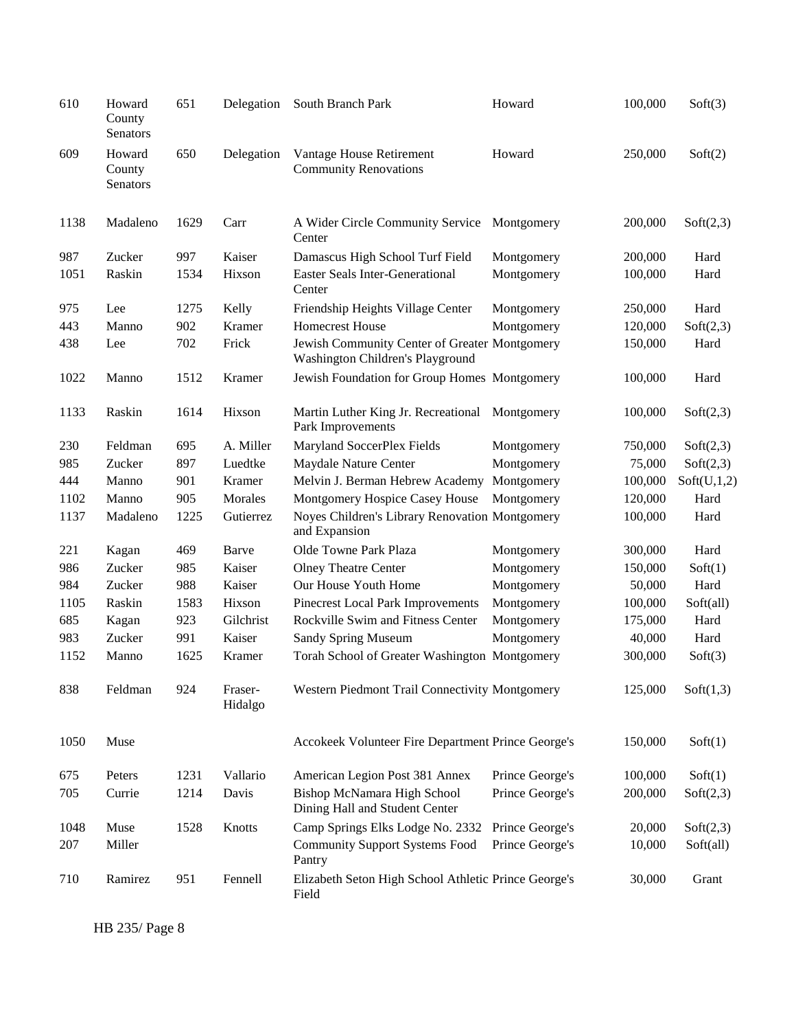| | | | | | | | |
|---|---|---|---|---|---|---|---|
| 610 | Howard County Senators | 651 | Delegation | South Branch Park | Howard | 100,000 | Soft(3) |
| 609 | Howard County Senators | 650 | Delegation | Vantage House Retirement Community Renovations | Howard | 250,000 | Soft(2) |
| 1138 | Madaleno | 1629 | Carr | A Wider Circle Community Service Center | Montgomery | 200,000 | Soft(2,3) |
| 987 | Zucker | 997 | Kaiser | Damascus High School Turf Field | Montgomery | 200,000 | Hard |
| 1051 | Raskin | 1534 | Hixson | Easter Seals Inter-Generational Center | Montgomery | 100,000 | Hard |
| 975 | Lee | 1275 | Kelly | Friendship Heights Village Center | Montgomery | 250,000 | Hard |
| 443 | Manno | 902 | Kramer | Homecrest House | Montgomery | 120,000 | Soft(2,3) |
| 438 | Lee | 702 | Frick | Jewish Community Center of Greater Washington Children's Playground | Montgomery | 150,000 | Hard |
| 1022 | Manno | 1512 | Kramer | Jewish Foundation for Group Homes | Montgomery | 100,000 | Hard |
| 1133 | Raskin | 1614 | Hixson | Martin Luther King Jr. Recreational Park Improvements | Montgomery | 100,000 | Soft(2,3) |
| 230 | Feldman | 695 | A. Miller | Maryland SoccerPlex Fields | Montgomery | 750,000 | Soft(2,3) |
| 985 | Zucker | 897 | Luedtke | Maydale Nature Center | Montgomery | 75,000 | Soft(2,3) |
| 444 | Manno | 901 | Kramer | Melvin J. Berman Hebrew Academy | Montgomery | 100,000 | Soft(U,1,2) |
| 1102 | Manno | 905 | Morales | Montgomery Hospice Casey House | Montgomery | 120,000 | Hard |
| 1137 | Madaleno | 1225 | Gutierrez | Noyes Children's Library Renovation and Expansion | Montgomery | 100,000 | Hard |
| 221 | Kagan | 469 | Barve | Olde Towne Park Plaza | Montgomery | 300,000 | Hard |
| 986 | Zucker | 985 | Kaiser | Olney Theatre Center | Montgomery | 150,000 | Soft(1) |
| 984 | Zucker | 988 | Kaiser | Our House Youth Home | Montgomery | 50,000 | Hard |
| 1105 | Raskin | 1583 | Hixson | Pinecrest Local Park Improvements | Montgomery | 100,000 | Soft(all) |
| 685 | Kagan | 923 | Gilchrist | Rockville Swim and Fitness Center | Montgomery | 175,000 | Hard |
| 983 | Zucker | 991 | Kaiser | Sandy Spring Museum | Montgomery | 40,000 | Hard |
| 1152 | Manno | 1625 | Kramer | Torah School of Greater Washington | Montgomery | 300,000 | Soft(3) |
| 838 | Feldman | 924 | Fraser-Hidalgo | Western Piedmont Trail Connectivity | Montgomery | 125,000 | Soft(1,3) |
| 1050 | Muse | | | Accokeek Volunteer Fire Department | Prince George's | 150,000 | Soft(1) |
| 675 | Peters | 1231 | Vallario | American Legion Post 381 Annex | Prince George's | 100,000 | Soft(1) |
| 705 | Currie | 1214 | Davis | Bishop McNamara High School Dining Hall and Student Center | Prince George's | 200,000 | Soft(2,3) |
| 1048 | Muse | 1528 | Knotts | Camp Springs Elks Lodge No. 2332 | Prince George's | 20,000 | Soft(2,3) |
| 207 | Miller | | | Community Support Systems Food Pantry | Prince George's | 10,000 | Soft(all) |
| 710 | Ramirez | 951 | Fennell | Elizabeth Seton High School Athletic Field | Prince George's | 30,000 | Grant |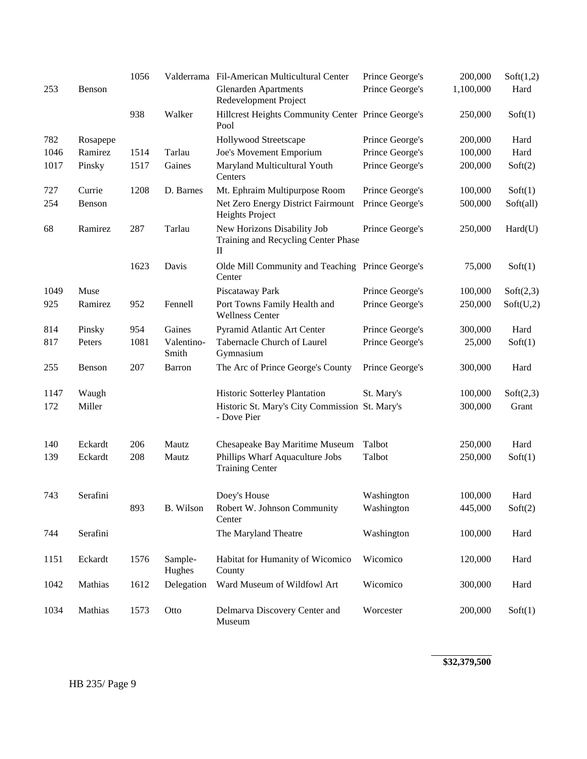| | | | | | | | |
|---|---|---|---|---|---|---|---|
| | | 1056 | Valderrama | Fil-American Multicultural Center | Prince George's | 200,000 | Soft(1,2) |
| 253 | Benson | | | Glenarden Apartments Redevelopment Project | Prince George's | 1,100,000 | Hard |
| | | 938 | Walker | Hillcrest Heights Community Center Pool | Prince George's | 250,000 | Soft(1) |
| 782 | Rosapepe | | | Hollywood Streetscape | Prince George's | 200,000 | Hard |
| 1046 | Ramirez | 1514 | Tarlau | Joe's Movement Emporium | Prince George's | 100,000 | Hard |
| 1017 | Pinsky | 1517 | Gaines | Maryland Multicultural Youth Centers | Prince George's | 200,000 | Soft(2) |
| 727 | Currie | 1208 | D. Barnes | Mt. Ephraim Multipurpose Room | Prince George's | 100,000 | Soft(1) |
| 254 | Benson | | | Net Zero Energy District Fairmount Heights Project | Prince George's | 500,000 | Soft(all) |
| 68 | Ramirez | 287 | Tarlau | New Horizons Disability Job Training and Recycling Center Phase II | Prince George's | 250,000 | Hard(U) |
| | | 1623 | Davis | Olde Mill Community and Teaching Center | Prince George's | 75,000 | Soft(1) |
| 1049 | Muse | | | Piscataway Park | Prince George's | 100,000 | Soft(2,3) |
| 925 | Ramirez | 952 | Fennell | Port Towns Family Health and Wellness Center | Prince George's | 250,000 | Soft(U,2) |
| 814 | Pinsky | 954 | Gaines | Pyramid Atlantic Art Center | Prince George's | 300,000 | Hard |
| 817 | Peters | 1081 | Valentino-Smith | Tabernacle Church of Laurel Gymnasium | Prince George's | 25,000 | Soft(1) |
| 255 | Benson | 207 | Barron | The Arc of Prince George's County | Prince George's | 300,000 | Hard |
| 1147 | Waugh | | | Historic Sotterley Plantation | St. Mary's | 100,000 | Soft(2,3) |
| 172 | Miller | | | Historic St. Mary's City Commission - Dove Pier | St. Mary's | 300,000 | Grant |
| 140 | Eckardt | 206 | Mautz | Chesapeake Bay Maritime Museum | Talbot | 250,000 | Hard |
| 139 | Eckardt | 208 | Mautz | Phillips Wharf Aquaculture Jobs Training Center | Talbot | 250,000 | Soft(1) |
| 743 | Serafini | | | Doey's House | Washington | 100,000 | Hard |
| | | 893 | B. Wilson | Robert W. Johnson Community Center | Washington | 445,000 | Soft(2) |
| 744 | Serafini | | | The Maryland Theatre | Washington | 100,000 | Hard |
| 1151 | Eckardt | 1576 | Sample-Hughes | Habitat for Humanity of Wicomico County | Wicomico | 120,000 | Hard |
| 1042 | Mathias | 1612 | Delegation | Ward Museum of Wildfowl Art | Wicomico | 300,000 | Hard |
| 1034 | Mathias | 1573 | Otto | Delmarva Discovery Center and Museum | Worcester | 200,000 | Soft(1) |
| | | | | | | **$32,379,500** | |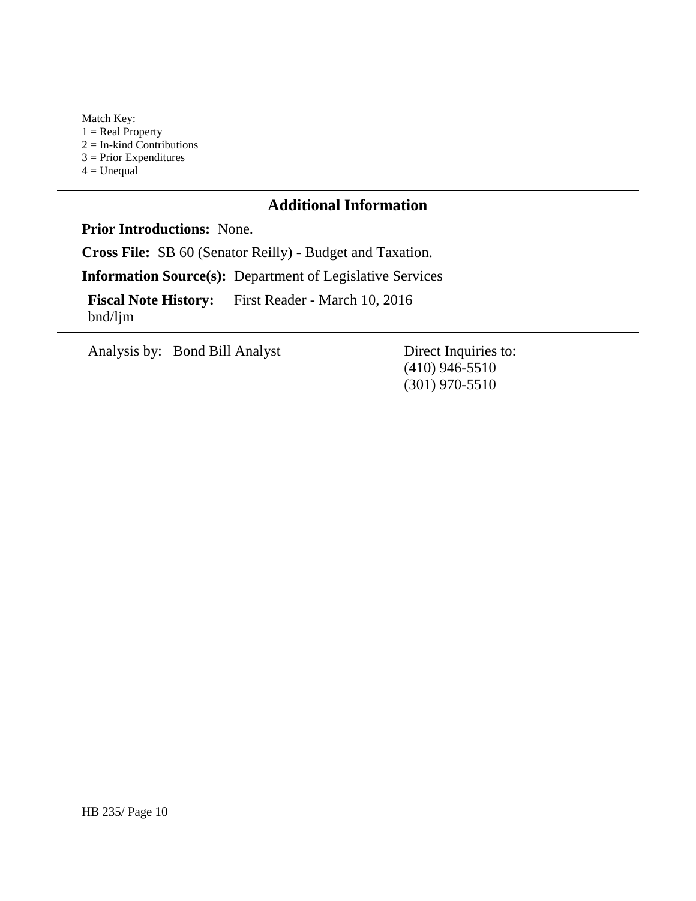Match Key:
1 = Real Property
2 = In-kind Contributions
3 = Prior Expenditures
4 = Unequal

## Additional Information

**Prior Introductions:** None.

**Cross File:** SB 60 (Senator Reilly) - Budget and Taxation.

**Information Source(s):** Department of Legislative Services

**Fiscal Note History:** First Reader - March 10, 2016
bnd/ljm

Analysis by: Bond Bill Analyst

Direct Inquiries to:
(410) 946-5510
(301) 970-5510